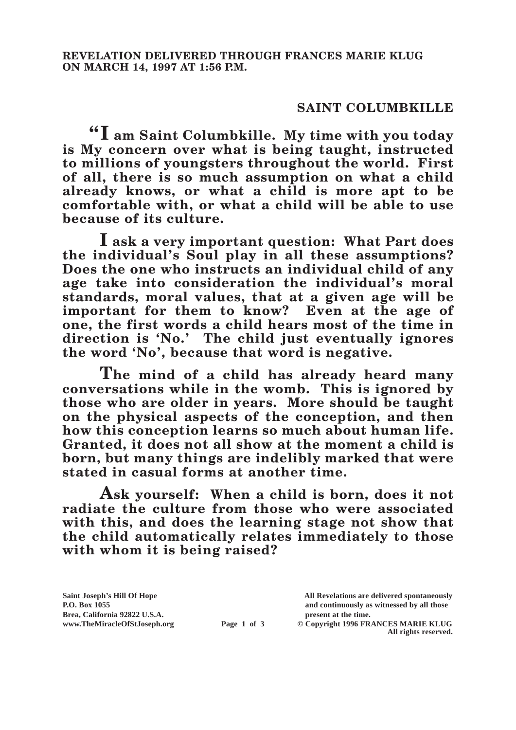**REVELATION DELIVERED THROUGH FRANCES MARIE KLUG ON MARCH 14, 1997 AT 1:56 P.M.**

## SAINT COLUMBKILLE

**"I am Saint Columbkille. My time with you today is My concern over what is being taught, instructed to millions of youngsters throughout the world. First of all, there is so much assumption on what a child already knows, or what a child is more apt to be comfortable with, or what a child will be able to use because of its culture.**

**I ask a very important question: What Part does the individual's Soul play in all these assumptions? Does the one who instructs an individual child of any age take into consideration the individual's moral standards, moral values, that at a given age will be important for them to know? Even at the age of one, the first words a child hears most of the time in direction is 'No.' The child just eventually ignores the word 'No', because that word is negative.**

**The mind of a child has already heard many conversations while in the womb. This is ignored by those who are older in years. More should be taught on the physical aspects of the conception, and then how this conception learns so much about human life. Granted, it does not all show at the moment a child is born, but many things are indelibly marked that were stated in casual forms at another time.**

**Ask yourself: When a child is born, does it not radiate the culture from those who were associated with this, and does the learning stage not show that the child automatically relates immediately to those with whom it is being raised?**

**Saint Joseph's Hill Of Hope**
**P.O. Box 1055**
**Brea, California 92822 U.S.A.**
**www.TheMiracleOfStJoseph.org**

**All Revelations are delivered spontaneously and continuously as witnessed by all those present at the time.**
**© Copyright 1996 FRANCES MARIE KLUG**
**All rights reserved.**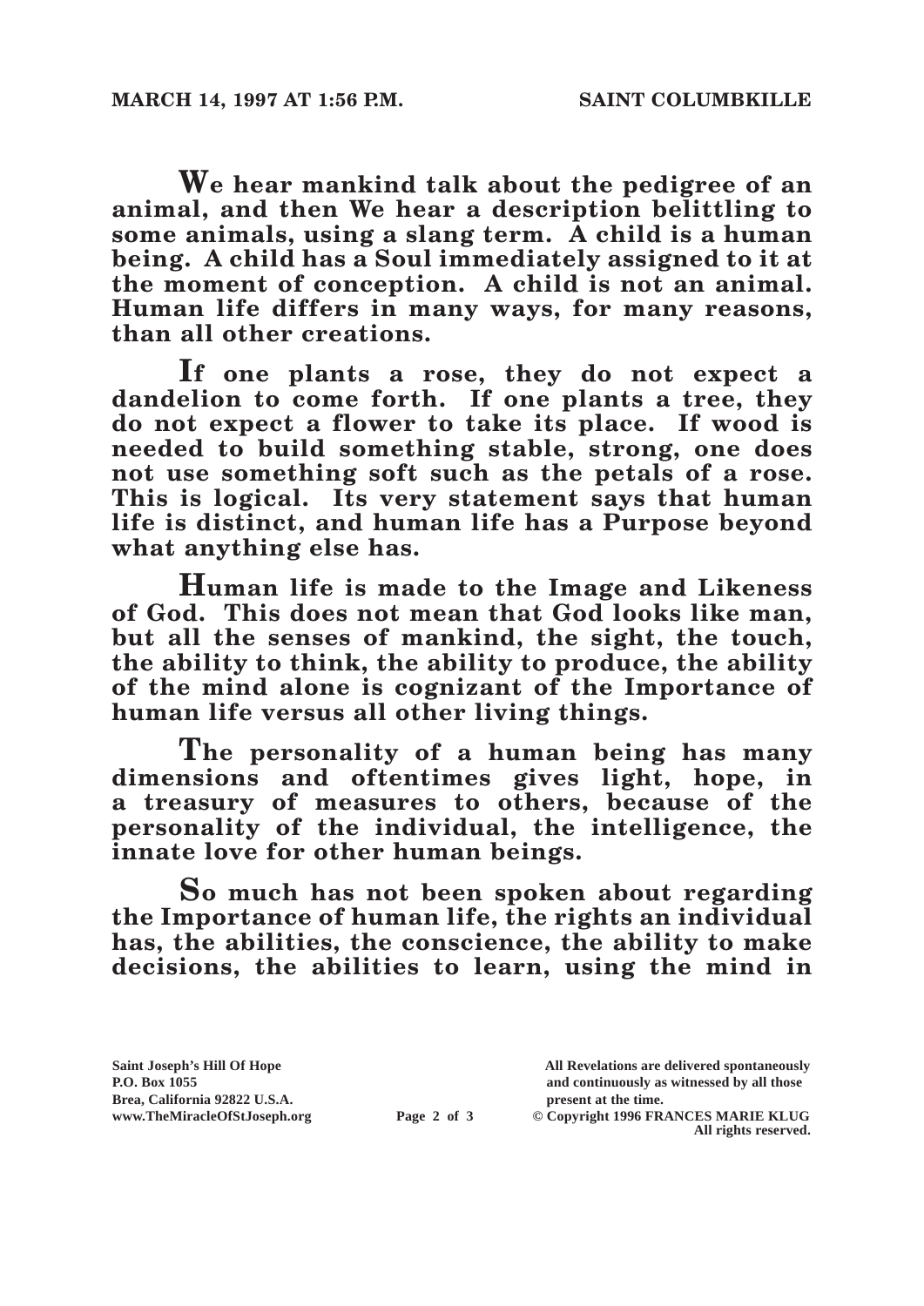**We hear mankind talk about the pedigree of an animal, and then We hear a description belittling to some animals, using a slang term. A child is a human being. A child has a Soul immediately assigned to it at the moment of conception. A child is not an animal. Human life differs in many ways, for many reasons, than all other creations.**

**If one plants a rose, they do not expect a dandelion to come forth. If one plants a tree, they do not expect a flower to take its place. If wood is needed to build something stable, strong, one does not use something soft such as the petals of a rose. This is logical. Its very statement says that human life is distinct, and human life has a Purpose beyond what anything else has.**

**Human life is made to the Image and Likeness of God. This does not mean that God looks like man, but all the senses of mankind, the sight, the touch, the ability to think, the ability to produce, the ability of the mind alone is cognizant of the Importance of human life versus all other living things.**

**The personality of a human being has many dimensions and oftentimes gives light, hope, in a treasury of measures to others, because of the personality of the individual, the intelligence, the innate love for other human beings.**

**So much has not been spoken about regarding the Importance of human life, the rights an individual has, the abilities, the conscience, the ability to make decisions, the abilities to learn, using the mind in**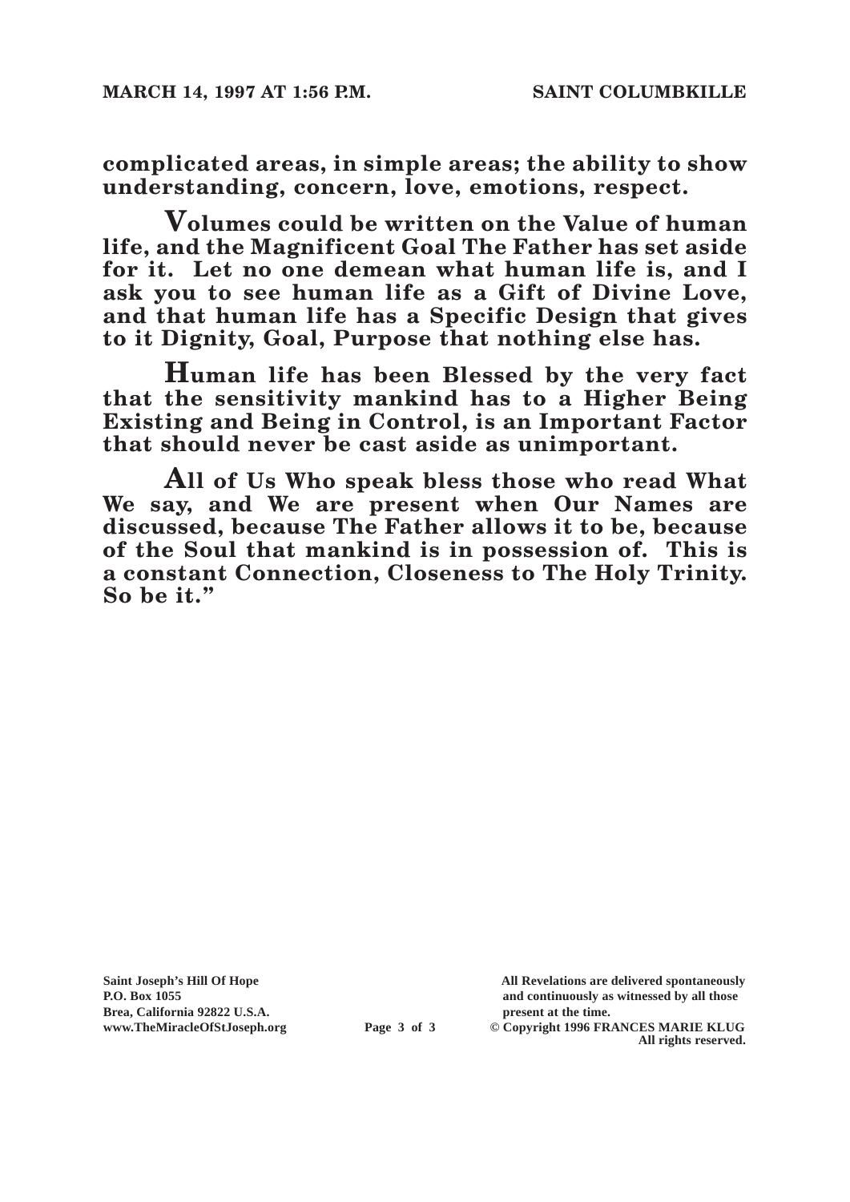**complicated areas, in simple areas; the ability to show understanding, concern, love, emotions, respect.**

**Volumes could be written on the Value of human life, and the Magnificent Goal The Father has set aside for it. Let no one demean what human life is, and I ask you to see human life as a Gift of Divine Love, and that human life has a Specific Design that gives to it Dignity, Goal, Purpose that nothing else has.**

**Human life has been Blessed by the very fact that the sensitivity mankind has to a Higher Being Existing and Being in Control, is an Important Factor that should never be cast aside as unimportant.**

**All of Us Who speak bless those who read What We say, and We are present when Our Names are discussed, because The Father allows it to be, because of the Soul that mankind is in possession of. This is a constant Connection, Closeness to The Holy Trinity. So be it."**

**Saint Joseph's Hill Of Hope**
**P.O. Box 1055**
**Brea, California 92822 U.S.A.**
**www.TheMiracleOfStJoseph.org**

**All Revelations are delivered spontaneously and continuously as witnessed by all those present at the time.**
**© Copyright 1996 FRANCES MARIE KLUG**
**All rights reserved.**